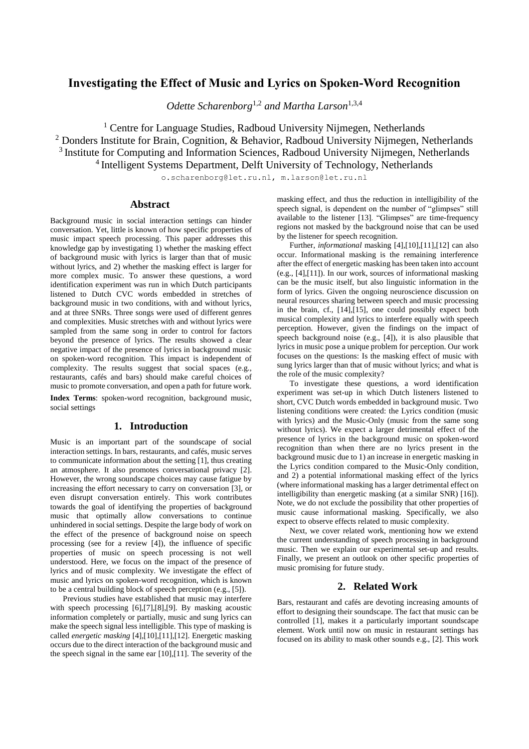# Investigating the Effect of Music and Lyrics on Spoken-Word Recognition

*Odette Scharenborg*[1,2] *and Martha Larson*[1,3,4]

[1] Centre for Language Studies, Radboud University Nijmegen, Netherlands
[2] Donders Institute for Brain, Cognition, & Behavior, Radboud University Nijmegen, Netherlands
[3] Institute for Computing and Information Sciences, Radboud University Nijmegen, Netherlands
[4] Intelligent Systems Department, Delft University of Technology, Netherlands

o.scharenborg@let.ru.nl, m.larson@let.ru.nl

## Abstract

Background music in social interaction settings can hinder conversation. Yet, little is known of how specific properties of music impact speech processing. This paper addresses this knowledge gap by investigating 1) whether the masking effect of background music with lyrics is larger than that of music without lyrics, and 2) whether the masking effect is larger for more complex music. To answer these questions, a word identification experiment was run in which Dutch participants listened to Dutch CVC words embedded in stretches of background music in two conditions, with and without lyrics, and at three SNRs. Three songs were used of different genres and complexities. Music stretches with and without lyrics were sampled from the same song in order to control for factors beyond the presence of lyrics. The results showed a clear negative impact of the presence of lyrics in background music on spoken-word recognition. This impact is independent of complexity. The results suggest that social spaces (e.g., restaurants, cafés and bars) should make careful choices of music to promote conversation, and open a path for future work.

**Index Terms**: spoken-word recognition, background music, social settings

## 1. Introduction

Music is an important part of the soundscape of social interaction settings. In bars, restaurants, and cafés, music serves to communicate information about the setting [1], thus creating an atmosphere. It also promotes conversational privacy [2]. However, the wrong soundscape choices may cause fatigue by increasing the effort necessary to carry on conversation [3], or even disrupt conversation entirely. This work contributes towards the goal of identifying the properties of background music that optimally allow conversations to continue unhindered in social settings. Despite the large body of work on the effect of the presence of background noise on speech processing (see for a review [4]), the influence of specific properties of music on speech processing is not well understood. Here, we focus on the impact of the presence of lyrics and of music complexity. We investigate the effect of music and lyrics on spoken-word recognition, which is known to be a central building block of speech perception (e.g., [5]).

Previous studies have established that music may interfere with speech processing [6],[7],[8],[9]. By masking acoustic information completely or partially, music and sung lyrics can make the speech signal less intelligible. This type of masking is called *energetic masking* [4],[10],[11],[12]. Energetic masking occurs due to the direct interaction of the background music and the speech signal in the same ear [10],[11]. The severity of the masking effect, and thus the reduction in intelligibility of the speech signal, is dependent on the number of "glimpses" still available to the listener [13]. "Glimpses" are time-frequency regions not masked by the background noise that can be used by the listener for speech recognition.

Further, *informational* masking [4],[10],[11],[12] can also occur. Informational masking is the remaining interference after the effect of energetic masking has been taken into account (e.g., [4],[11]). In our work, sources of informational masking can be the music itself, but also linguistic information in the form of lyrics. Given the ongoing neuroscience discussion on neural resources sharing between speech and music processing in the brain, cf., [14],[15], one could possibly expect both musical complexity and lyrics to interfere equally with speech perception. However, given the findings on the impact of speech background noise (e.g., [4]), it is also plausible that lyrics in music pose a unique problem for perception. Our work focuses on the questions: Is the masking effect of music with sung lyrics larger than that of music without lyrics; and what is the role of the music complexity?

To investigate these questions, a word identification experiment was set-up in which Dutch listeners listened to short, CVC Dutch words embedded in background music. Two listening conditions were created: the Lyrics condition (music with lyrics) and the Music-Only (music from the same song without lyrics). We expect a larger detrimental effect of the presence of lyrics in the background music on spoken-word recognition than when there are no lyrics present in the background music due to 1) an increase in energetic masking in the Lyrics condition compared to the Music-Only condition, and 2) a potential informational masking effect of the lyrics (where informational masking has a larger detrimental effect on intelligibility than energetic masking (at a similar SNR) [16]). Note, we do not exclude the possibility that other properties of music cause informational masking. Specifically, we also expect to observe effects related to music complexity.

Next, we cover related work, mentioning how we extend the current understanding of speech processing in background music. Then we explain our experimental set-up and results. Finally, we present an outlook on other specific properties of music promising for future study.

## 2. Related Work

Bars, restaurant and cafés are devoting increasing amounts of effort to designing their soundscape. The fact that music can be controlled [1], makes it a particularly important soundscape element. Work until now on music in restaurant settings has focused on its ability to mask other sounds e.g., [2]. This work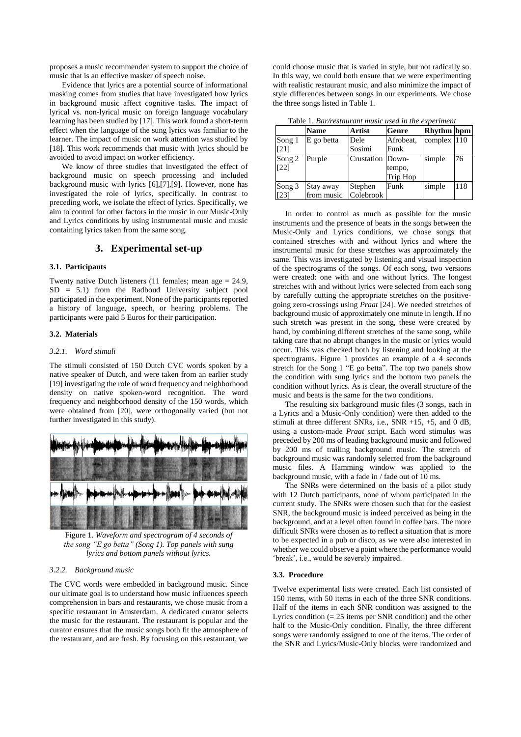proposes a music recommender system to support the choice of music that is an effective masker of speech noise.

Evidence that lyrics are a potential source of informational masking comes from studies that have investigated how lyrics in background music affect cognitive tasks. The impact of lyrical vs. non-lyrical music on foreign language vocabulary learning has been studied by [17]. This work found a short-term effect when the language of the sung lyrics was familiar to the learner. The impact of music on work attention was studied by [18]. This work recommends that music with lyrics should be avoided to avoid impact on worker efficiency.

We know of three studies that investigated the effect of background music on speech processing and included background music with lyrics [6],[7],[9]. However, none has investigated the role of lyrics, specifically. In contrast to preceding work, we isolate the effect of lyrics. Specifically, we aim to control for other factors in the music in our Music-Only and Lyrics conditions by using instrumental music and music containing lyrics taken from the same song.

## 3. Experimental set-up

### 3.1. Participants

Twenty native Dutch listeners (11 females; mean age = 24.9, SD = 5.1) from the Radboud University subject pool participated in the experiment. None of the participants reported a history of language, speech, or hearing problems. The participants were paid 5 Euros for their participation.

### 3.2. Materials

#### *3.2.1. Word stimuli*

The stimuli consisted of 150 Dutch CVC words spoken by a native speaker of Dutch, and were taken from an earlier study [19] investigating the role of word frequency and neighborhood density on native spoken-word recognition. The word frequency and neighborhood density of the 150 words, which were obtained from [20], were orthogonally varied (but not further investigated in this study).

Figure 1. *Waveform and spectrogram of 4 seconds of the song "E go betta" (Song 1). Top panels with sung lyrics and bottom panels without lyrics.*

#### *3.2.2. Background music*

The CVC words were embedded in background music. Since our ultimate goal is to understand how music influences speech comprehension in bars and restaurants, we chose music from a specific restaurant in Amsterdam. A dedicated curator selects the music for the restaurant. The restaurant is popular and the curator ensures that the music songs both fit the atmosphere of the restaurant, and are fresh. By focusing on this restaurant, we could choose music that is varied in style, but not radically so. In this way, we could both ensure that we were experimenting with realistic restaurant music, and also minimize the impact of style differences between songs in our experiments. We chose the three songs listed in Table 1.

Table 1. *Bar/restaurant music used in the experiment*

| | **Name** | **Artist** | **Genre** | **Rhythm** | **bpm** |
|---|---|---|---|---|---|
| Song 1 [21] | E go betta | Dele Sosimi | Afrobeat, Funk | complex | 110 |
| Song 2 [22] | Purple | Crustation | Down-tempo, Trip Hop | simple | 76 |
| Song 3 [23] | Stay away from music | Stephen Colebrook | Funk | simple | 118 |

In order to control as much as possible for the music instruments and the presence of beats in the songs between the Music-Only and Lyrics conditions, we chose songs that contained stretches with and without lyrics and where the instrumental music for these stretches was approximately the same. This was investigated by listening and visual inspection of the spectrograms of the songs. Of each song, two versions were created: one with and one without lyrics. The longest stretches with and without lyrics were selected from each song by carefully cutting the appropriate stretches on the positive-going zero-crossings using *Praat* [24]. We needed stretches of background music of approximately one minute in length. If no such stretch was present in the song, these were created by hand, by combining different stretches of the same song, while taking care that no abrupt changes in the music or lyrics would occur. This was checked both by listening and looking at the spectrograms. Figure 1 provides an example of a 4 seconds stretch for the Song 1 "E go betta". The top two panels show the condition with sung lyrics and the bottom two panels the condition without lyrics. As is clear, the overall structure of the music and beats is the same for the two conditions.

The resulting six background music files (3 songs, each in a Lyrics and a Music-Only condition) were then added to the stimuli at three different SNRs, i.e., SNR +15, +5, and 0 dB, using a custom-made *Praat* script. Each word stimulus was preceded by 200 ms of leading background music and followed by 200 ms of trailing background music. The stretch of background music was randomly selected from the background music files. A Hamming window was applied to the background music, with a fade in / fade out of 10 ms.

The SNRs were determined on the basis of a pilot study with 12 Dutch participants, none of whom participated in the current study. The SNRs were chosen such that for the easiest SNR, the background music is indeed perceived as being in the background, and at a level often found in coffee bars. The more difficult SNRs were chosen as to reflect a situation that is more to be expected in a pub or disco, as we were also interested in whether we could observe a point where the performance would 'break', i.e., would be severely impaired.

### 3.3. Procedure

Twelve experimental lists were created. Each list consisted of 150 items, with 50 items in each of the three SNR conditions. Half of the items in each SNR condition was assigned to the Lyrics condition (= 25 items per SNR condition) and the other half to the Music-Only condition. Finally, the three different songs were randomly assigned to one of the items. The order of the SNR and Lyrics/Music-Only blocks were randomized and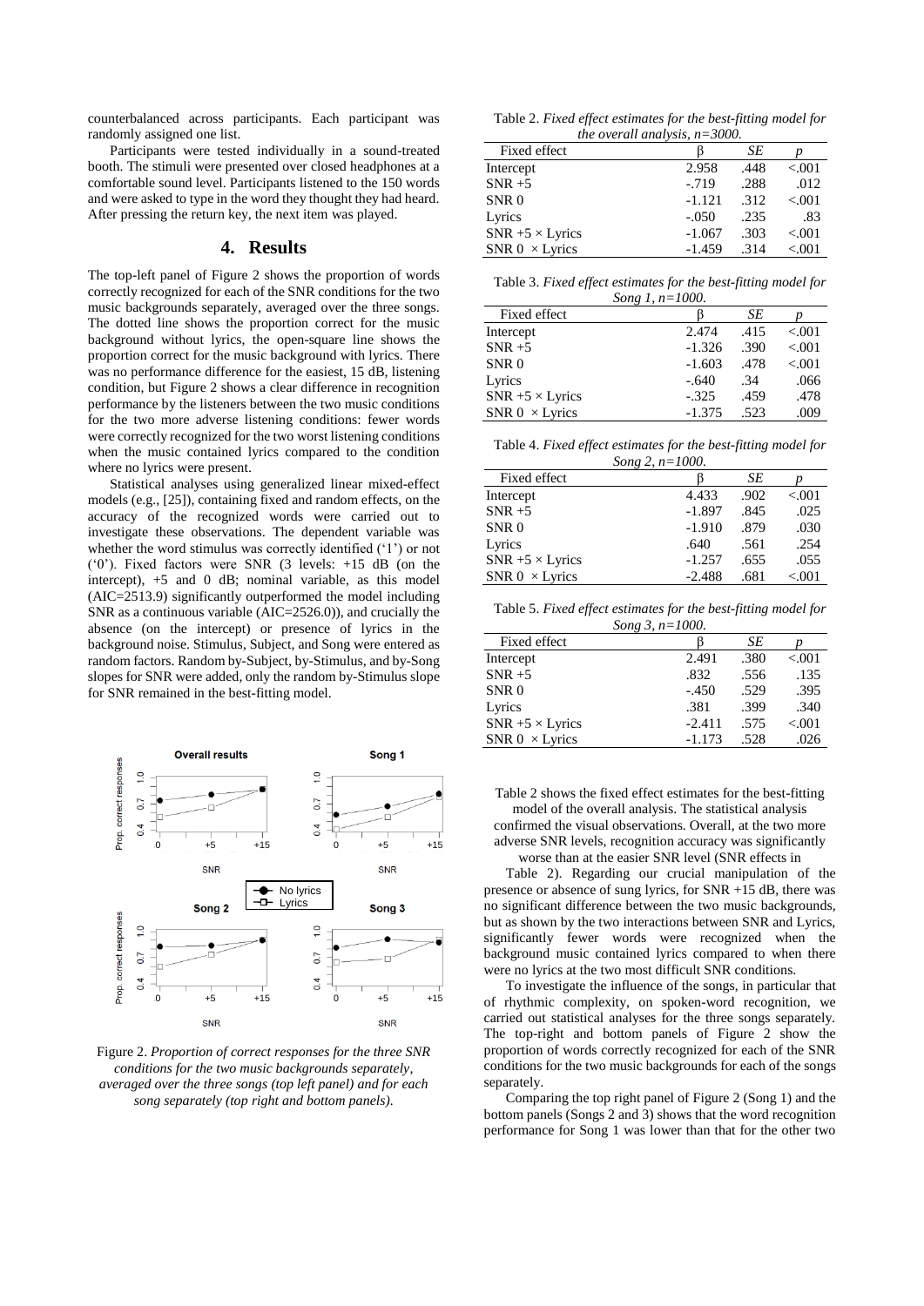counterbalanced across participants. Each participant was randomly assigned one list.

Participants were tested individually in a sound-treated booth. The stimuli were presented over closed headphones at a comfortable sound level. Participants listened to the 150 words and were asked to type in the word they thought they had heard. After pressing the return key, the next item was played.

## 4. Results

The top-left panel of Figure 2 shows the proportion of words correctly recognized for each of the SNR conditions for the two music backgrounds separately, averaged over the three songs. The dotted line shows the proportion correct for the music background without lyrics, the open-square line shows the proportion correct for the music background with lyrics. There was no performance difference for the easiest, 15 dB, listening condition, but Figure 2 shows a clear difference in recognition performance by the listeners between the two music conditions for the two more adverse listening conditions: fewer words were correctly recognized for the two worst listening conditions when the music contained lyrics compared to the condition where no lyrics were present.

Statistical analyses using generalized linear mixed-effect models (e.g., [25]), containing fixed and random effects, on the accuracy of the recognized words were carried out to investigate these observations. The dependent variable was whether the word stimulus was correctly identified ('1') or not ('0'). Fixed factors were SNR (3 levels: +15 dB (on the intercept), +5 and 0 dB; nominal variable, as this model (AIC=2513.9) significantly outperformed the model including SNR as a continuous variable (AIC=2526.0)), and crucially the absence (on the intercept) or presence of lyrics in the background noise. Stimulus, Subject, and Song were entered as random factors. Random by-Subject, by-Stimulus, and by-Song slopes for SNR were added, only the random by-Stimulus slope for SNR remained in the best-fitting model.

Figure 2. *Proportion of correct responses for the three SNR conditions for the two music backgrounds separately, averaged over the three songs (top left panel) and for each song separately (top right and bottom panels).*

Table 2. *Fixed effect estimates for the best-fitting model for the overall analysis, n=3000.*

| Fixed effect | β | *SE* | *p* |
|---|---|---|---|
| Intercept | 2.958 | .448 | <.001 |
| SNR +5 | -.719 | .288 | .012 |
| SNR 0 | -1.121 | .312 | <.001 |
| Lyrics | -.050 | .235 | .83 |
| SNR +5 × Lyrics | -1.067 | .303 | <.001 |
| SNR 0 × Lyrics | -1.459 | .314 | <.001 |

Table 3. *Fixed effect estimates for the best-fitting model for Song 1, n=1000.*

| Fixed effect | β | *SE* | *p* |
|---|---|---|---|
| Intercept | 2.474 | .415 | <.001 |
| SNR +5 | -1.326 | .390 | <.001 |
| SNR 0 | -1.603 | .478 | <.001 |
| Lyrics | -.640 | .34 | .066 |
| SNR +5 × Lyrics | -.325 | .459 | .478 |
| SNR 0 × Lyrics | -1.375 | .523 | .009 |

Table 4. *Fixed effect estimates for the best-fitting model for Song 2, n=1000.*

| Fixed effect | β | *SE* | *p* |
|---|---|---|---|
| Intercept | 4.433 | .902 | <.001 |
| SNR +5 | -1.897 | .845 | .025 |
| SNR 0 | -1.910 | .879 | .030 |
| Lyrics | .640 | .561 | .254 |
| SNR +5 × Lyrics | -1.257 | .655 | .055 |
| SNR 0 × Lyrics | -2.488 | .681 | <.001 |

Table 5. *Fixed effect estimates for the best-fitting model for Song 3, n=1000.*

| Fixed effect | β | *SE* | *p* |
|---|---|---|---|
| Intercept | 2.491 | .380 | <.001 |
| SNR +5 | .832 | .556 | .135 |
| SNR 0 | -.450 | .529 | .395 |
| Lyrics | .381 | .399 | .340 |
| SNR +5 × Lyrics | -2.411 | .575 | <.001 |
| SNR 0 × Lyrics | -1.173 | .528 | .026 |

Table 2 shows the fixed effect estimates for the best-fitting model of the overall analysis. The statistical analysis confirmed the visual observations. Overall, at the two more adverse SNR levels, recognition accuracy was significantly worse than at the easier SNR level (SNR effects in Table 2). Regarding our crucial manipulation of the presence or absence of sung lyrics, for SNR +15 dB, there was no significant difference between the two music backgrounds, but as shown by the two interactions between SNR and Lyrics, significantly fewer words were recognized when the background music contained lyrics compared to when there were no lyrics at the two most difficult SNR conditions.

To investigate the influence of the songs, in particular that of rhythmic complexity, on spoken-word recognition, we carried out statistical analyses for the three songs separately. The top-right and bottom panels of Figure 2 show the proportion of words correctly recognized for each of the SNR conditions for the two music backgrounds for each of the songs separately.

Comparing the top right panel of Figure 2 (Song 1) and the bottom panels (Songs 2 and 3) shows that the word recognition performance for Song 1 was lower than that for the other two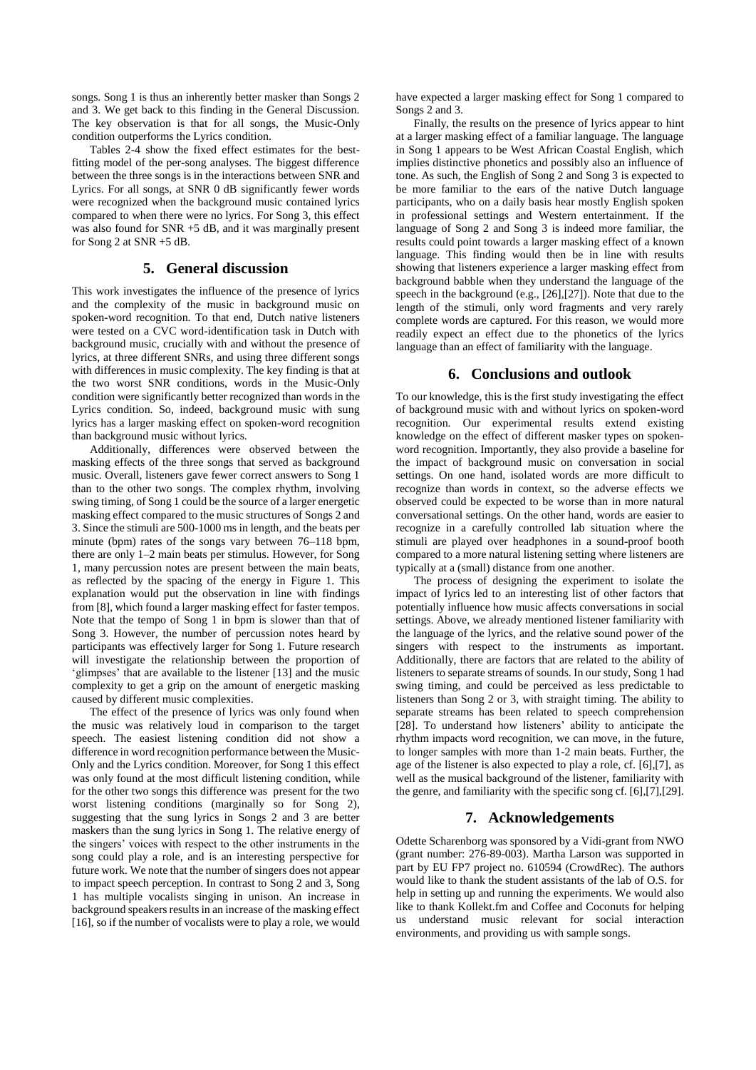songs. Song 1 is thus an inherently better masker than Songs 2 and 3. We get back to this finding in the General Discussion. The key observation is that for all songs, the Music-Only condition outperforms the Lyrics condition.

Tables 2-4 show the fixed effect estimates for the best-fitting model of the per-song analyses. The biggest difference between the three songs is in the interactions between SNR and Lyrics. For all songs, at SNR 0 dB significantly fewer words were recognized when the background music contained lyrics compared to when there were no lyrics. For Song 3, this effect was also found for SNR +5 dB, and it was marginally present for Song 2 at SNR +5 dB.

## 5. General discussion

This work investigates the influence of the presence of lyrics and the complexity of the music in background music on spoken-word recognition. To that end, Dutch native listeners were tested on a CVC word-identification task in Dutch with background music, crucially with and without the presence of lyrics, at three different SNRs, and using three different songs with differences in music complexity. The key finding is that at the two worst SNR conditions, words in the Music-Only condition were significantly better recognized than words in the Lyrics condition. So, indeed, background music with sung lyrics has a larger masking effect on spoken-word recognition than background music without lyrics.

Additionally, differences were observed between the masking effects of the three songs that served as background music. Overall, listeners gave fewer correct answers to Song 1 than to the other two songs. The complex rhythm, involving swing timing, of Song 1 could be the source of a larger energetic masking effect compared to the music structures of Songs 2 and 3. Since the stimuli are 500-1000 ms in length, and the beats per minute (bpm) rates of the songs vary between 76–118 bpm, there are only 1–2 main beats per stimulus. However, for Song 1, many percussion notes are present between the main beats, as reflected by the spacing of the energy in Figure 1. This explanation would put the observation in line with findings from [8], which found a larger masking effect for faster tempos. Note that the tempo of Song 1 in bpm is slower than that of Song 3. However, the number of percussion notes heard by participants was effectively larger for Song 1. Future research will investigate the relationship between the proportion of 'glimpses' that are available to the listener [13] and the music complexity to get a grip on the amount of energetic masking caused by different music complexities.

The effect of the presence of lyrics was only found when the music was relatively loud in comparison to the target speech. The easiest listening condition did not show a difference in word recognition performance between the Music-Only and the Lyrics condition. Moreover, for Song 1 this effect was only found at the most difficult listening condition, while for the other two songs this difference was present for the two worst listening conditions (marginally so for Song 2), suggesting that the sung lyrics in Songs 2 and 3 are better maskers than the sung lyrics in Song 1. The relative energy of the singers' voices with respect to the other instruments in the song could play a role, and is an interesting perspective for future work. We note that the number of singers does not appear to impact speech perception. In contrast to Song 2 and 3, Song 1 has multiple vocalists singing in unison. An increase in background speakers results in an increase of the masking effect [16], so if the number of vocalists were to play a role, we would have expected a larger masking effect for Song 1 compared to Songs 2 and 3.

Finally, the results on the presence of lyrics appear to hint at a larger masking effect of a familiar language. The language in Song 1 appears to be West African Coastal English, which implies distinctive phonetics and possibly also an influence of tone. As such, the English of Song 2 and Song 3 is expected to be more familiar to the ears of the native Dutch language participants, who on a daily basis hear mostly English spoken in professional settings and Western entertainment. If the language of Song 2 and Song 3 is indeed more familiar, the results could point towards a larger masking effect of a known language. This finding would then be in line with results showing that listeners experience a larger masking effect from background babble when they understand the language of the speech in the background (e.g., [26],[27]). Note that due to the length of the stimuli, only word fragments and very rarely complete words are captured. For this reason, we would more readily expect an effect due to the phonetics of the lyrics language than an effect of familiarity with the language.

## 6. Conclusions and outlook

To our knowledge, this is the first study investigating the effect of background music with and without lyrics on spoken-word recognition. Our experimental results extend existing knowledge on the effect of different masker types on spoken-word recognition. Importantly, they also provide a baseline for the impact of background music on conversation in social settings. On one hand, isolated words are more difficult to recognize than words in context, so the adverse effects we observed could be expected to be worse than in more natural conversational settings. On the other hand, words are easier to recognize in a carefully controlled lab situation where the stimuli are played over headphones in a sound-proof booth compared to a more natural listening setting where listeners are typically at a (small) distance from one another.

The process of designing the experiment to isolate the impact of lyrics led to an interesting list of other factors that potentially influence how music affects conversations in social settings. Above, we already mentioned listener familiarity with the language of the lyrics, and the relative sound power of the singers with respect to the instruments as important. Additionally, there are factors that are related to the ability of listeners to separate streams of sounds. In our study, Song 1 had swing timing, and could be perceived as less predictable to listeners than Song 2 or 3, with straight timing. The ability to separate streams has been related to speech comprehension [28]. To understand how listeners' ability to anticipate the rhythm impacts word recognition, we can move, in the future, to longer samples with more than 1-2 main beats. Further, the age of the listener is also expected to play a role, cf. [6],[7], as well as the musical background of the listener, familiarity with the genre, and familiarity with the specific song cf. [6],[7],[29].

## 7. Acknowledgements

Odette Scharenborg was sponsored by a Vidi-grant from NWO (grant number: 276-89-003). Martha Larson was supported in part by EU FP7 project no. 610594 (CrowdRec). The authors would like to thank the student assistants of the lab of O.S. for help in setting up and running the experiments. We would also like to thank Kollekt.fm and Coffee and Coconuts for helping us understand music relevant for social interaction environments, and providing us with sample songs.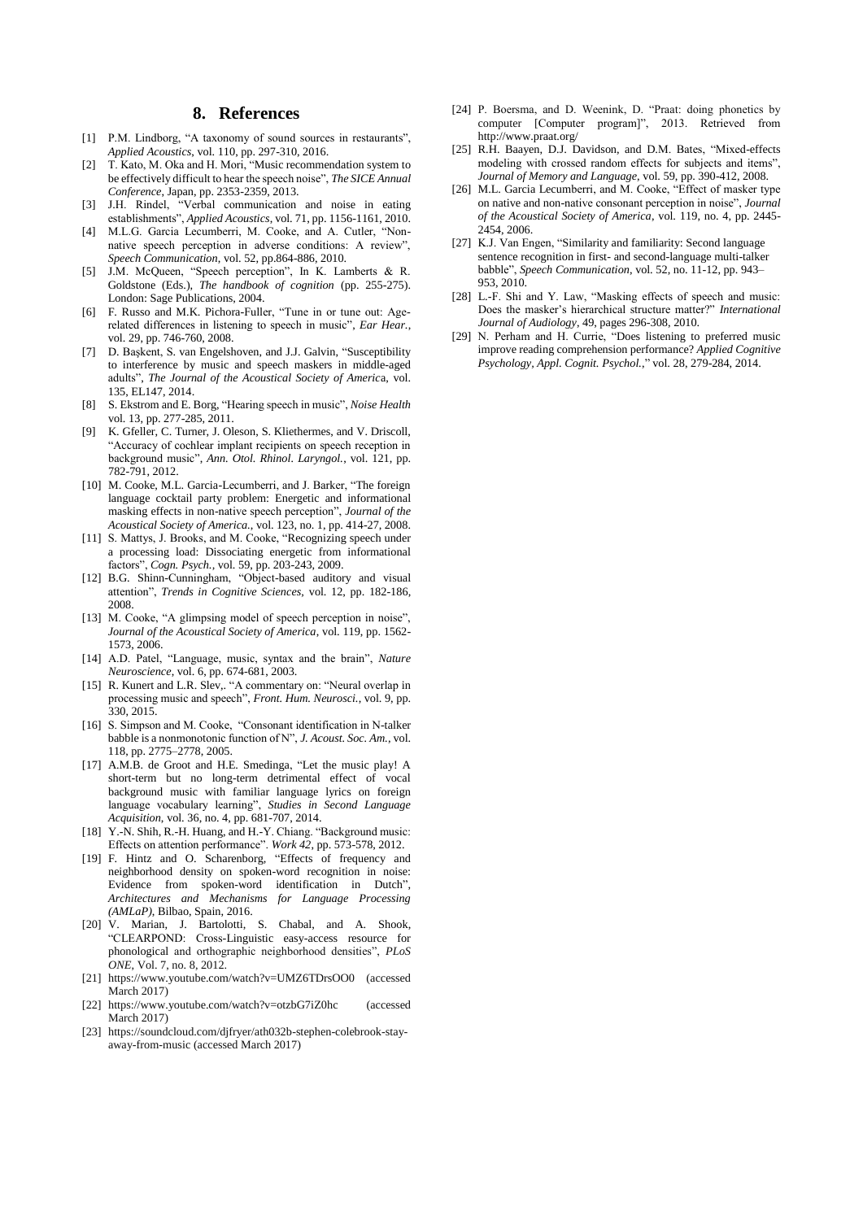## 8. References

[1] P.M. Lindborg, "A taxonomy of sound sources in restaurants", *Applied Acoustics*, vol. 110, pp. 297-310, 2016.

[2] T. Kato, M. Oka and H. Mori, "Music recommendation system to be effectively difficult to hear the speech noise", *The SICE Annual Conference*, Japan, pp. 2353-2359, 2013.

[3] J.H. Rindel, "Verbal communication and noise in eating establishments", *Applied Acoustics*, vol. 71, pp. 1156-1161, 2010.

[4] M.L.G. Garcia Lecumberri, M. Cooke, and A. Cutler, "Non-native speech perception in adverse conditions: A review", *Speech Communication*, vol. 52, pp.864-886, 2010.

[5] J.M. McQueen, "Speech perception", In K. Lamberts & R. Goldstone (Eds.), *The handbook of cognition* (pp. 255-275). London: Sage Publications, 2004.

[6] F. Russo and M.K. Pichora-Fuller, "Tune in or tune out: Age-related differences in listening to speech in music", *Ear Hear.*, vol. 29, pp. 746-760, 2008.

[7] D. Başkent, S. van Engelshoven, and J.J. Galvin, "Susceptibility to interference by music and speech maskers in middle-aged adults", *The Journal of the Acoustical Society of America*, vol. 135, EL147, 2014.

[8] S. Ekstrom and E. Borg, "Hearing speech in music", *Noise Health* vol. 13, pp. 277-285, 2011.

[9] K. Gfeller, C. Turner, J. Oleson, S. Kliethermes, and V. Driscoll, "Accuracy of cochlear implant recipients on speech reception in background music", *Ann. Otol. Rhinol. Laryngol.*, vol. 121, pp. 782-791, 2012.

[10] M. Cooke, M.L. Garcia-Lecumberri, and J. Barker, "The foreign language cocktail party problem: Energetic and informational masking effects in non-native speech perception", *Journal of the Acoustical Society of America.*, vol. 123, no. 1, pp. 414-27, 2008.

[11] S. Mattys, J. Brooks, and M. Cooke, "Recognizing speech under a processing load: Dissociating energetic from informational factors", *Cogn. Psych.*, vol. 59, pp. 203-243, 2009.

[12] B.G. Shinn-Cunningham, "Object-based auditory and visual attention", *Trends in Cognitive Sciences*, vol. 12, pp. 182-186, 2008.

[13] M. Cooke, "A glimpsing model of speech perception in noise", *Journal of the Acoustical Society of America*, vol. 119, pp. 1562-1573, 2006.

[14] A.D. Patel, "Language, music, syntax and the brain", *Nature Neuroscience*, vol. 6, pp. 674-681, 2003.

[15] R. Kunert and L.R. Slev,. "A commentary on: "Neural overlap in processing music and speech", *Front. Hum. Neurosci.*, vol. 9, pp. 330, 2015.

[16] S. Simpson and M. Cooke, "Consonant identification in N-talker babble is a nonmonotonic function of N", *J. Acoust. Soc. Am.*, vol. 118, pp. 2775–2778, 2005.

[17] A.M.B. de Groot and H.E. Smedinga, "Let the music play! A short-term but no long-term detrimental effect of vocal background music with familiar language lyrics on foreign language vocabulary learning", *Studies in Second Language Acquisition*, vol. 36, no. 4, pp. 681-707, 2014.

[18] Y.-N. Shih, R.-H. Huang, and H.-Y. Chiang. "Background music: Effects on attention performance". *Work 42*, pp. 573-578, 2012.

[19] F. Hintz and O. Scharenborg, "Effects of frequency and neighborhood density on spoken-word recognition in noise: Evidence from spoken-word identification in Dutch", *Architectures and Mechanisms for Language Processing (AMLaP)*, Bilbao, Spain, 2016.

[20] V. Marian, J. Bartolotti, S. Chabal, and A. Shook, "CLEARPOND: Cross-Linguistic easy-access resource for phonological and orthographic neighborhood densities", *PLoS ONE*, Vol. 7, no. 8, 2012.

[21] https://www.youtube.com/watch?v=UMZ6TDrsOO0 (accessed March 2017)

[22] https://www.youtube.com/watch?v=otzbG7iZ0hc (accessed March 2017)

[23] https://soundcloud.com/djfryer/ath032b-stephen-colebrook-stay-away-from-music (accessed March 2017)

[24] P. Boersma, and D. Weenink, D. "Praat: doing phonetics by computer [Computer program]", 2013. Retrieved from http://www.praat.org/

[25] R.H. Baayen, D.J. Davidson, and D.M. Bates, "Mixed-effects modeling with crossed random effects for subjects and items", *Journal of Memory and Language*, vol. 59, pp. 390-412, 2008.

[26] M.L. Garcia Lecumberri, and M. Cooke, "Effect of masker type on native and non-native consonant perception in noise", *Journal of the Acoustical Society of America*, vol. 119, no. 4, pp. 2445-2454, 2006.

[27] K.J. Van Engen, "Similarity and familiarity: Second language sentence recognition in first- and second-language multi-talker babble", *Speech Communication*, vol. 52, no. 11-12, pp. 943–953, 2010.

[28] L.-F. Shi and Y. Law, "Masking effects of speech and music: Does the masker's hierarchical structure matter?" *International Journal of Audiology*, 49, pages 296-308, 2010.

[29] N. Perham and H. Currie, "Does listening to preferred music improve reading comprehension performance? *Applied Cognitive Psychology, Appl. Cognit. Psychol.,*" vol. 28, 279-284, 2014.